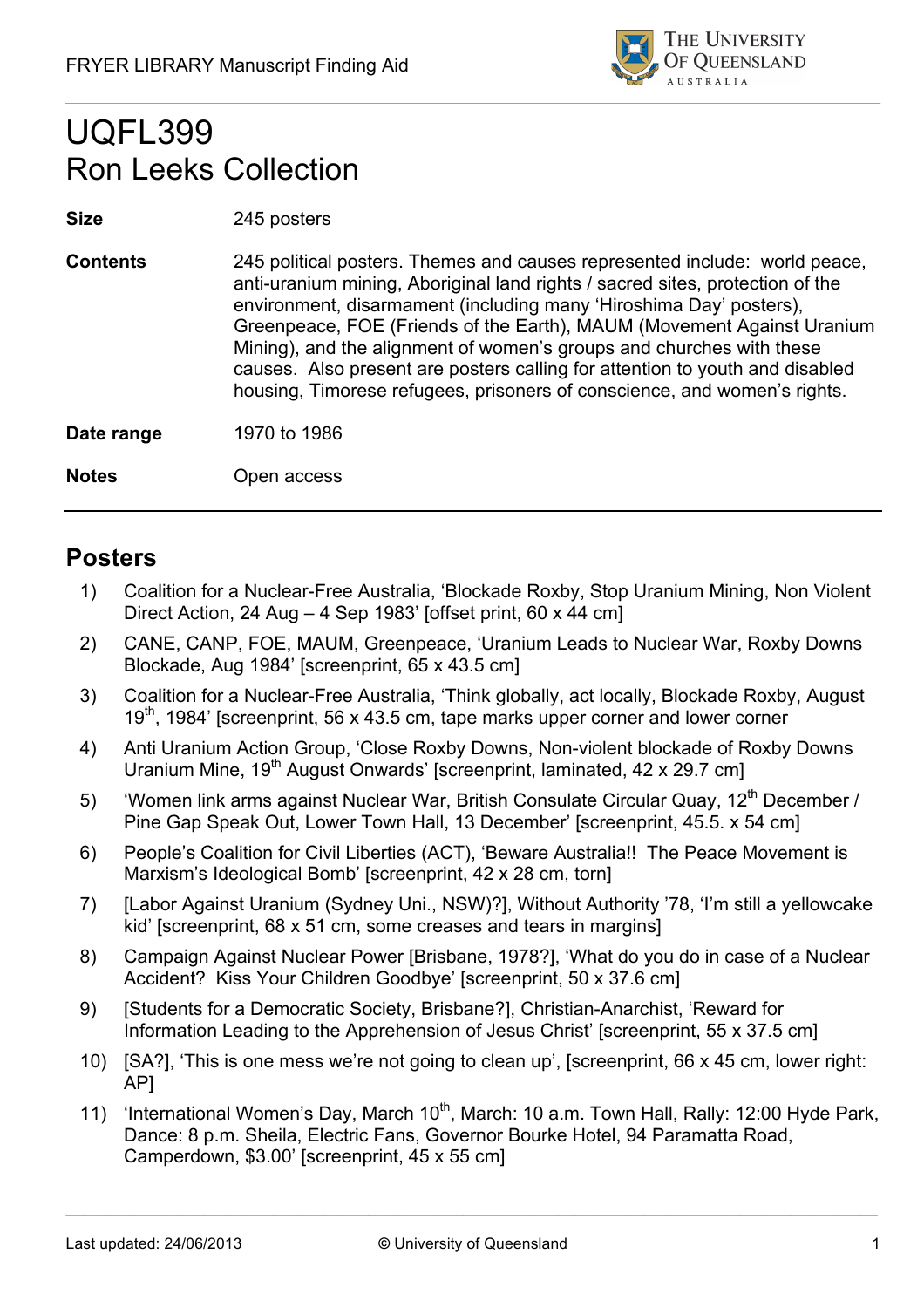# UQFL399
# Ron Leeks Collection

| | |
|---|---|
| **Size** | 245 posters |
| **Contents** | 245 political posters. Themes and causes represented include: world peace, anti-uranium mining, Aboriginal land rights / sacred sites, protection of the environment, disarmament (including many 'Hiroshima Day' posters), Greenpeace, FOE (Friends of the Earth), MAUM (Movement Against Uranium Mining), and the alignment of women's groups and churches with these causes. Also present are posters calling for attention to youth and disabled housing, Timorese refugees, prisoners of conscience, and women's rights. |
| **Date range** | 1970 to 1986 |
| **Notes** | Open access |

## Posters

1) Coalition for a Nuclear-Free Australia, 'Blockade Roxby, Stop Uranium Mining, Non Violent Direct Action, 24 Aug – 4 Sep 1983' [offset print, 60 x 44 cm]
2) CANE, CANP, FOE, MAUM, Greenpeace, 'Uranium Leads to Nuclear War, Roxby Downs Blockade, Aug 1984' [screenprint, 65 x 43.5 cm]
3) Coalition for a Nuclear-Free Australia, 'Think globally, act locally, Blockade Roxby, August 19th, 1984' [screenprint, 56 x 43.5 cm, tape marks upper corner and lower corner
4) Anti Uranium Action Group, 'Close Roxby Downs, Non-violent blockade of Roxby Downs Uranium Mine, 19th August Onwards' [screenprint, laminated, 42 x 29.7 cm]
5) 'Women link arms against Nuclear War, British Consulate Circular Quay, 12th December / Pine Gap Speak Out, Lower Town Hall, 13 December' [screenprint, 45.5. x 54 cm]
6) People's Coalition for Civil Liberties (ACT), 'Beware Australia!! The Peace Movement is Marxism's Ideological Bomb' [screenprint, 42 x 28 cm, torn]
7) [Labor Against Uranium (Sydney Uni., NSW)?], Without Authority '78, 'I'm still a yellowcake kid' [screenprint, 68 x 51 cm, some creases and tears in margins]
8) Campaign Against Nuclear Power [Brisbane, 1978?], 'What do you do in case of a Nuclear Accident? Kiss Your Children Goodbye' [screenprint, 50 x 37.6 cm]
9) [Students for a Democratic Society, Brisbane?], Christian-Anarchist, 'Reward for Information Leading to the Apprehension of Jesus Christ' [screenprint, 55 x 37.5 cm]
10) [SA?], 'This is one mess we're not going to clean up', [screenprint, 66 x 45 cm, lower right: AP]
11) 'International Women's Day, March 10th, March: 10 a.m. Town Hall, Rally: 12:00 Hyde Park, Dance: 8 p.m. Sheila, Electric Fans, Governor Bourke Hotel, 94 Paramatta Road, Camperdown, $3.00' [screenprint, 45 x 55 cm]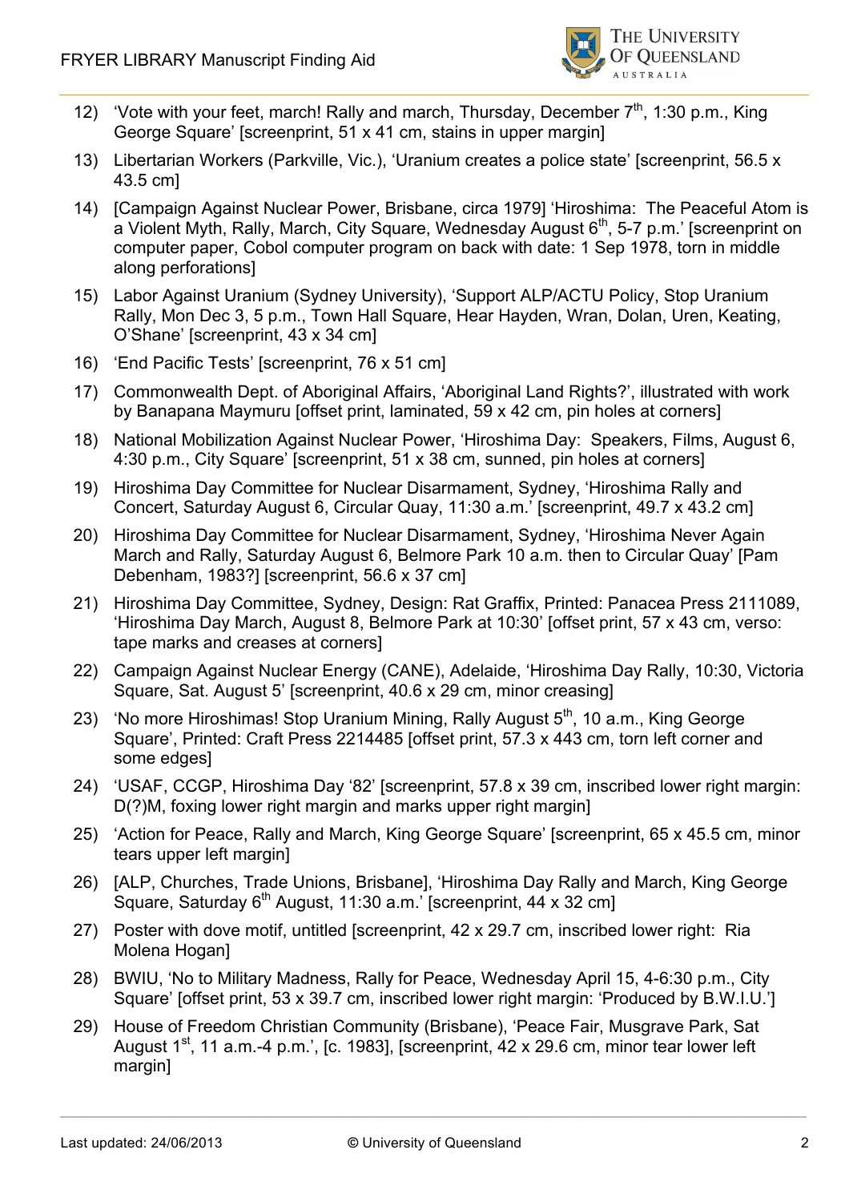12) 'Vote with your feet, march! Rally and march, Thursday, December 7th, 1:30 p.m., King George Square' [screenprint, 51 x 41 cm, stains in upper margin]
13) Libertarian Workers (Parkville, Vic.), 'Uranium creates a police state' [screenprint, 56.5 x 43.5 cm]
14) [Campaign Against Nuclear Power, Brisbane, circa 1979] 'Hiroshima: The Peaceful Atom is a Violent Myth, Rally, March, City Square, Wednesday August 6th, 5-7 p.m.' [screenprint on computer paper, Cobol computer program on back with date: 1 Sep 1978, torn in middle along perforations]
15) Labor Against Uranium (Sydney University), 'Support ALP/ACTU Policy, Stop Uranium Rally, Mon Dec 3, 5 p.m., Town Hall Square, Hear Hayden, Wran, Dolan, Uren, Keating, O'Shane' [screenprint, 43 x 34 cm]
16) 'End Pacific Tests' [screenprint, 76 x 51 cm]
17) Commonwealth Dept. of Aboriginal Affairs, 'Aboriginal Land Rights?', illustrated with work by Banapana Maymuru [offset print, laminated, 59 x 42 cm, pin holes at corners]
18) National Mobilization Against Nuclear Power, 'Hiroshima Day: Speakers, Films, August 6, 4:30 p.m., City Square' [screenprint, 51 x 38 cm, sunned, pin holes at corners]
19) Hiroshima Day Committee for Nuclear Disarmament, Sydney, 'Hiroshima Rally and Concert, Saturday August 6, Circular Quay, 11:30 a.m.' [screenprint, 49.7 x 43.2 cm]
20) Hiroshima Day Committee for Nuclear Disarmament, Sydney, 'Hiroshima Never Again March and Rally, Saturday August 6, Belmore Park 10 a.m. then to Circular Quay' [Pam Debenham, 1983?] [screenprint, 56.6 x 37 cm]
21) Hiroshima Day Committee, Sydney, Design: Rat Graffix, Printed: Panacea Press 2111089, 'Hiroshima Day March, August 8, Belmore Park at 10:30' [offset print, 57 x 43 cm, verso: tape marks and creases at corners]
22) Campaign Against Nuclear Energy (CANE), Adelaide, 'Hiroshima Day Rally, 10:30, Victoria Square, Sat. August 5' [screenprint, 40.6 x 29 cm, minor creasing]
23) 'No more Hiroshimas! Stop Uranium Mining, Rally August 5th, 10 a.m., King George Square', Printed: Craft Press 2214485 [offset print, 57.3 x 443 cm, torn left corner and some edges]
24) 'USAF, CCGP, Hiroshima Day '82' [screenprint, 57.8 x 39 cm, inscribed lower right margin: D(?)M, foxing lower right margin and marks upper right margin]
25) 'Action for Peace, Rally and March, King George Square' [screenprint, 65 x 45.5 cm, minor tears upper left margin]
26) [ALP, Churches, Trade Unions, Brisbane], 'Hiroshima Day Rally and March, King George Square, Saturday 6th August, 11:30 a.m.' [screenprint, 44 x 32 cm]
27) Poster with dove motif, untitled [screenprint, 42 x 29.7 cm, inscribed lower right: Ria Molena Hogan]
28) BWIU, 'No to Military Madness, Rally for Peace, Wednesday April 15, 4-6:30 p.m., City Square' [offset print, 53 x 39.7 cm, inscribed lower right margin: 'Produced by B.W.I.U.']
29) House of Freedom Christian Community (Brisbane), 'Peace Fair, Musgrave Park, Sat August 1st, 11 a.m.-4 p.m.', [c. 1983], [screenprint, 42 x 29.6 cm, minor tear lower left margin]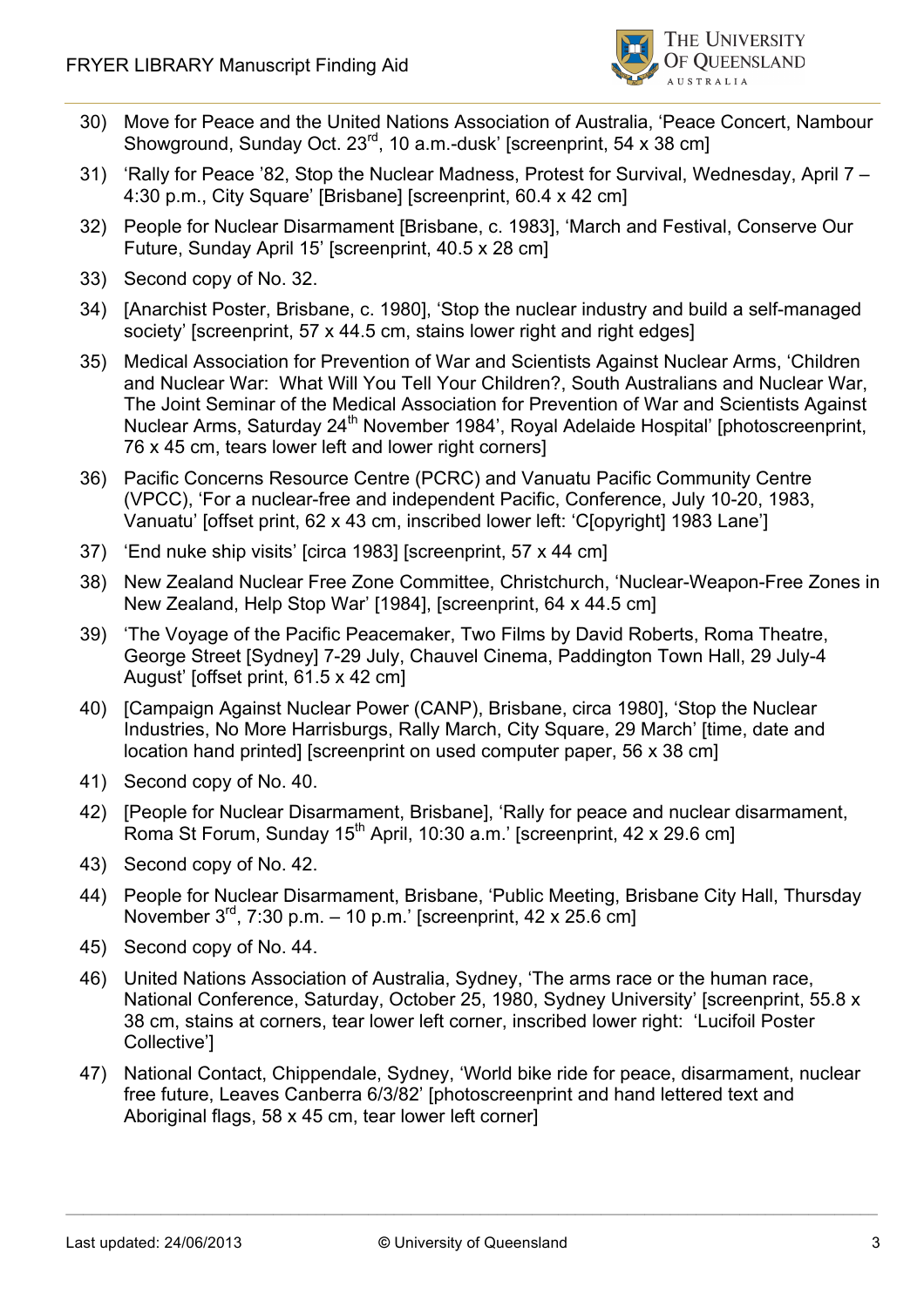30) Move for Peace and the United Nations Association of Australia, 'Peace Concert, Nambour Showground, Sunday Oct. 23rd, 10 a.m.-dusk' [screenprint, 54 x 38 cm]

31) 'Rally for Peace '82, Stop the Nuclear Madness, Protest for Survival, Wednesday, April 7 – 4:30 p.m., City Square' [Brisbane] [screenprint, 60.4 x 42 cm]

32) People for Nuclear Disarmament [Brisbane, c. 1983], 'March and Festival, Conserve Our Future, Sunday April 15' [screenprint, 40.5 x 28 cm]

33) Second copy of No. 32.

34) [Anarchist Poster, Brisbane, c. 1980], 'Stop the nuclear industry and build a self-managed society' [screenprint, 57 x 44.5 cm, stains lower right and right edges]

35) Medical Association for Prevention of War and Scientists Against Nuclear Arms, 'Children and Nuclear War: What Will You Tell Your Children?, South Australians and Nuclear War, The Joint Seminar of the Medical Association for Prevention of War and Scientists Against Nuclear Arms, Saturday 24th November 1984', Royal Adelaide Hospital' [photoscreenprint, 76 x 45 cm, tears lower left and lower right corners]

36) Pacific Concerns Resource Centre (PCRC) and Vanuatu Pacific Community Centre (VPCC), 'For a nuclear-free and independent Pacific, Conference, July 10-20, 1983, Vanuatu' [offset print, 62 x 43 cm, inscribed lower left: 'C[opyright] 1983 Lane']

37) 'End nuke ship visits' [circa 1983] [screenprint, 57 x 44 cm]

38) New Zealand Nuclear Free Zone Committee, Christchurch, 'Nuclear-Weapon-Free Zones in New Zealand, Help Stop War' [1984], [screenprint, 64 x 44.5 cm]

39) 'The Voyage of the Pacific Peacemaker, Two Films by David Roberts, Roma Theatre, George Street [Sydney] 7-29 July, Chauvel Cinema, Paddington Town Hall, 29 July-4 August' [offset print, 61.5 x 42 cm]

40) [Campaign Against Nuclear Power (CANP), Brisbane, circa 1980], 'Stop the Nuclear Industries, No More Harrisburgs, Rally March, City Square, 29 March' [time, date and location hand printed] [screenprint on used computer paper, 56 x 38 cm]

41) Second copy of No. 40.

42) [People for Nuclear Disarmament, Brisbane], 'Rally for peace and nuclear disarmament, Roma St Forum, Sunday 15th April, 10:30 a.m.' [screenprint, 42 x 29.6 cm]

43) Second copy of No. 42.

44) People for Nuclear Disarmament, Brisbane, 'Public Meeting, Brisbane City Hall, Thursday November 3rd, 7:30 p.m. – 10 p.m.' [screenprint, 42 x 25.6 cm]

45) Second copy of No. 44.

46) United Nations Association of Australia, Sydney, 'The arms race or the human race, National Conference, Saturday, October 25, 1980, Sydney University' [screenprint, 55.8 x 38 cm, stains at corners, tear lower left corner, inscribed lower right: 'Lucifoil Poster Collective']

47) National Contact, Chippendale, Sydney, 'World bike ride for peace, disarmament, nuclear free future, Leaves Canberra 6/3/82' [photoscreenprint and hand lettered text and Aboriginal flags, 58 x 45 cm, tear lower left corner]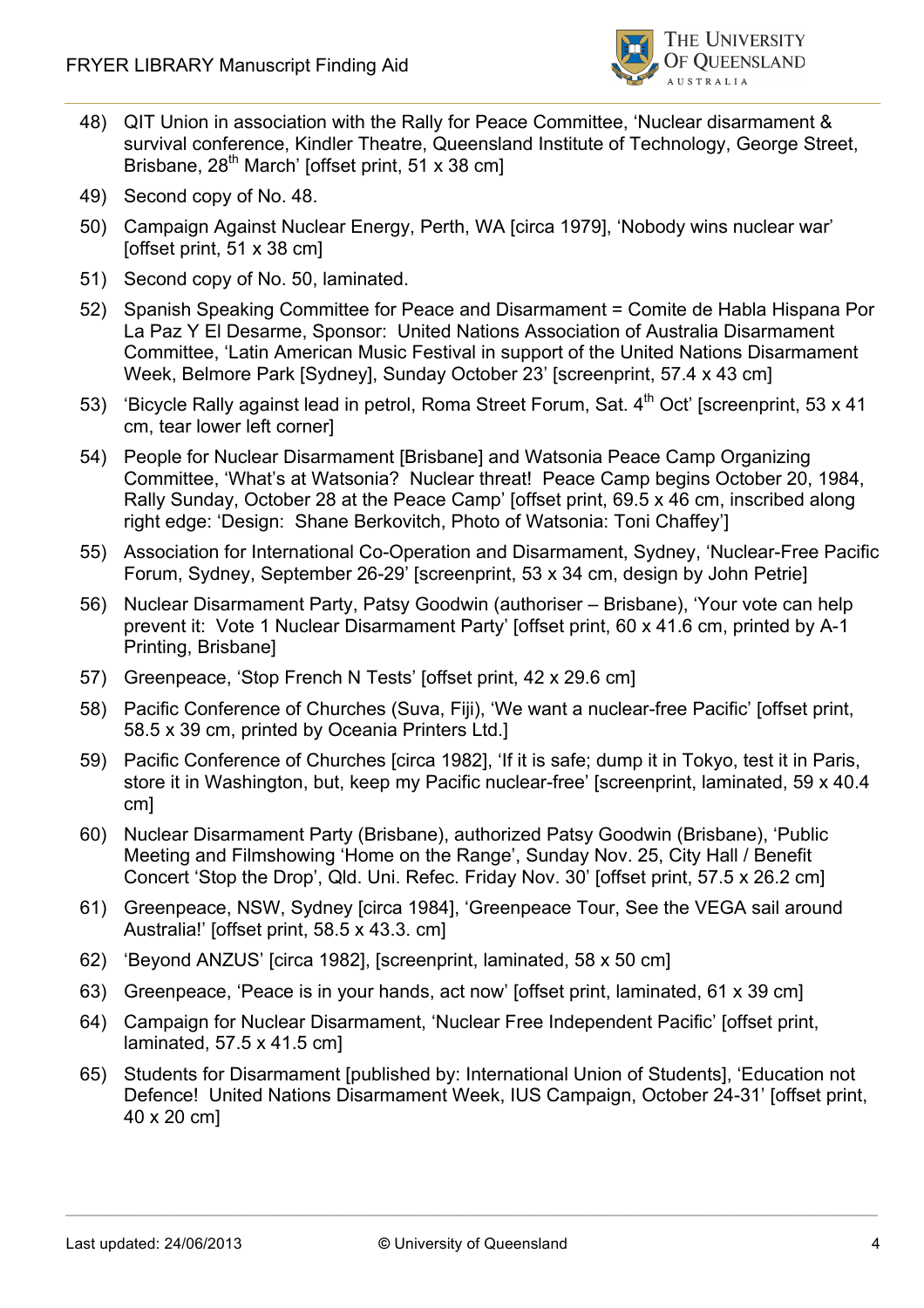48) QIT Union in association with the Rally for Peace Committee, 'Nuclear disarmament & survival conference, Kindler Theatre, Queensland Institute of Technology, George Street, Brisbane, 28th March' [offset print, 51 x 38 cm]

49) Second copy of No. 48.

50) Campaign Against Nuclear Energy, Perth, WA [circa 1979], 'Nobody wins nuclear war' [offset print, 51 x 38 cm]

51) Second copy of No. 50, laminated.

52) Spanish Speaking Committee for Peace and Disarmament = Comite de Habla Hispana Por La Paz Y El Desarme, Sponsor: United Nations Association of Australia Disarmament Committee, 'Latin American Music Festival in support of the United Nations Disarmament Week, Belmore Park [Sydney], Sunday October 23' [screenprint, 57.4 x 43 cm]

53) 'Bicycle Rally against lead in petrol, Roma Street Forum, Sat. 4th Oct' [screenprint, 53 x 41 cm, tear lower left corner]

54) People for Nuclear Disarmament [Brisbane] and Watsonia Peace Camp Organizing Committee, 'What's at Watsonia? Nuclear threat! Peace Camp begins October 20, 1984, Rally Sunday, October 28 at the Peace Camp' [offset print, 69.5 x 46 cm, inscribed along right edge: 'Design: Shane Berkovitch, Photo of Watsonia: Toni Chaffey']

55) Association for International Co-Operation and Disarmament, Sydney, 'Nuclear-Free Pacific Forum, Sydney, September 26-29' [screenprint, 53 x 34 cm, design by John Petrie]

56) Nuclear Disarmament Party, Patsy Goodwin (authoriser – Brisbane), 'Your vote can help prevent it: Vote 1 Nuclear Disarmament Party' [offset print, 60 x 41.6 cm, printed by A-1 Printing, Brisbane]

57) Greenpeace, 'Stop French N Tests' [offset print, 42 x 29.6 cm]

58) Pacific Conference of Churches (Suva, Fiji), 'We want a nuclear-free Pacific' [offset print, 58.5 x 39 cm, printed by Oceania Printers Ltd.]

59) Pacific Conference of Churches [circa 1982], 'If it is safe; dump it in Tokyo, test it in Paris, store it in Washington, but, keep my Pacific nuclear-free' [screenprint, laminated, 59 x 40.4 cm]

60) Nuclear Disarmament Party (Brisbane), authorized Patsy Goodwin (Brisbane), 'Public Meeting and Filmshowing 'Home on the Range', Sunday Nov. 25, City Hall / Benefit Concert 'Stop the Drop', Qld. Uni. Refec. Friday Nov. 30' [offset print, 57.5 x 26.2 cm]

61) Greenpeace, NSW, Sydney [circa 1984], 'Greenpeace Tour, See the VEGA sail around Australia!' [offset print, 58.5 x 43.3. cm]

62) 'Beyond ANZUS' [circa 1982], [screenprint, laminated, 58 x 50 cm]

63) Greenpeace, 'Peace is in your hands, act now' [offset print, laminated, 61 x 39 cm]

64) Campaign for Nuclear Disarmament, 'Nuclear Free Independent Pacific' [offset print, laminated, 57.5 x 41.5 cm]

65) Students for Disarmament [published by: International Union of Students], 'Education not Defence! United Nations Disarmament Week, IUS Campaign, October 24-31' [offset print, 40 x 20 cm]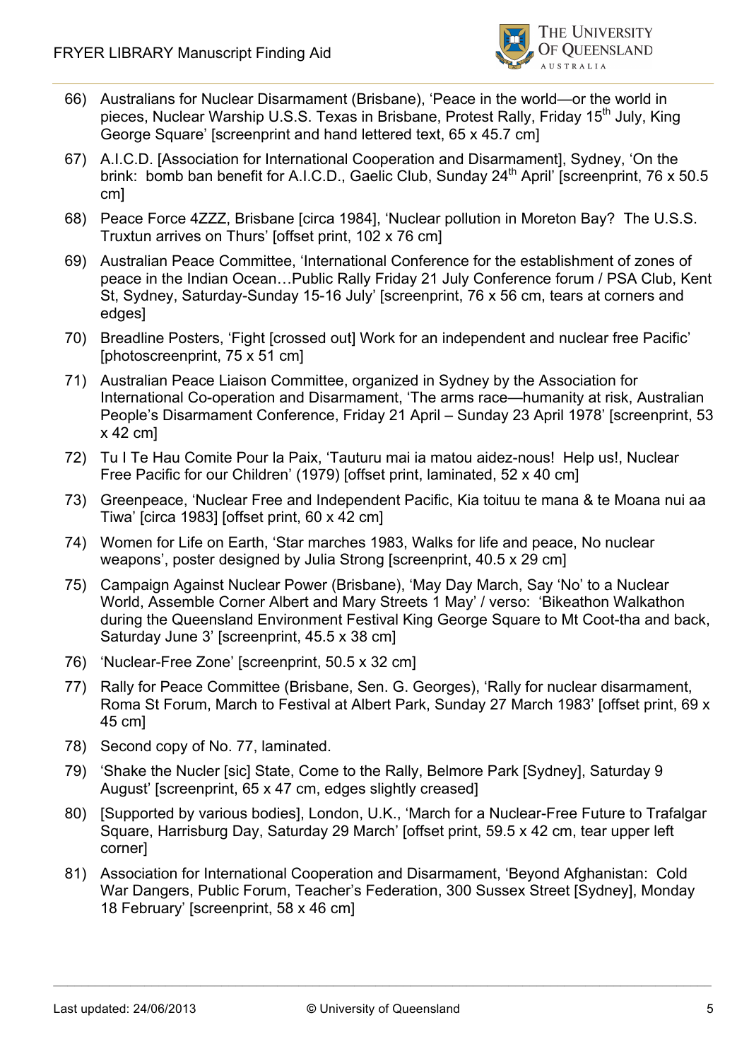66) Australians for Nuclear Disarmament (Brisbane), 'Peace in the world—or the world in pieces, Nuclear Warship U.S.S. Texas in Brisbane, Protest Rally, Friday 15th July, King George Square' [screenprint and hand lettered text, 65 x 45.7 cm]

67) A.I.C.D. [Association for International Cooperation and Disarmament], Sydney, 'On the brink: bomb ban benefit for A.I.C.D., Gaelic Club, Sunday 24th April' [screenprint, 76 x 50.5 cm]

68) Peace Force 4ZZZ, Brisbane [circa 1984], 'Nuclear pollution in Moreton Bay? The U.S.S. Truxtun arrives on Thurs' [offset print, 102 x 76 cm]

69) Australian Peace Committee, 'International Conference for the establishment of zones of peace in the Indian Ocean…Public Rally Friday 21 July Conference forum / PSA Club, Kent St, Sydney, Saturday-Sunday 15-16 July' [screenprint, 76 x 56 cm, tears at corners and edges]

70) Breadline Posters, 'Fight [crossed out] Work for an independent and nuclear free Pacific' [photoscreenprint, 75 x 51 cm]

71) Australian Peace Liaison Committee, organized in Sydney by the Association for International Co-operation and Disarmament, 'The arms race—humanity at risk, Australian People's Disarmament Conference, Friday 21 April – Sunday 23 April 1978' [screenprint, 53 x 42 cm]

72) Tu I Te Hau Comite Pour la Paix, 'Tauturu mai ia matou aidez-nous! Help us!, Nuclear Free Pacific for our Children' (1979) [offset print, laminated, 52 x 40 cm]

73) Greenpeace, 'Nuclear Free and Independent Pacific, Kia toituu te mana & te Moana nui aa Tiwa' [circa 1983] [offset print, 60 x 42 cm]

74) Women for Life on Earth, 'Star marches 1983, Walks for life and peace, No nuclear weapons', poster designed by Julia Strong [screenprint, 40.5 x 29 cm]

75) Campaign Against Nuclear Power (Brisbane), 'May Day March, Say 'No' to a Nuclear World, Assemble Corner Albert and Mary Streets 1 May' / verso: 'Bikeathon Walkathon during the Queensland Environment Festival King George Square to Mt Coot-tha and back, Saturday June 3' [screenprint, 45.5 x 38 cm]

76) 'Nuclear-Free Zone' [screenprint, 50.5 x 32 cm]

77) Rally for Peace Committee (Brisbane, Sen. G. Georges), 'Rally for nuclear disarmament, Roma St Forum, March to Festival at Albert Park, Sunday 27 March 1983' [offset print, 69 x 45 cm]

78) Second copy of No. 77, laminated.

79) 'Shake the Nucler [sic] State, Come to the Rally, Belmore Park [Sydney], Saturday 9 August' [screenprint, 65 x 47 cm, edges slightly creased]

80) [Supported by various bodies], London, U.K., 'March for a Nuclear-Free Future to Trafalgar Square, Harrisburg Day, Saturday 29 March' [offset print, 59.5 x 42 cm, tear upper left corner]

81) Association for International Cooperation and Disarmament, 'Beyond Afghanistan: Cold War Dangers, Public Forum, Teacher's Federation, 300 Sussex Street [Sydney], Monday 18 February' [screenprint, 58 x 46 cm]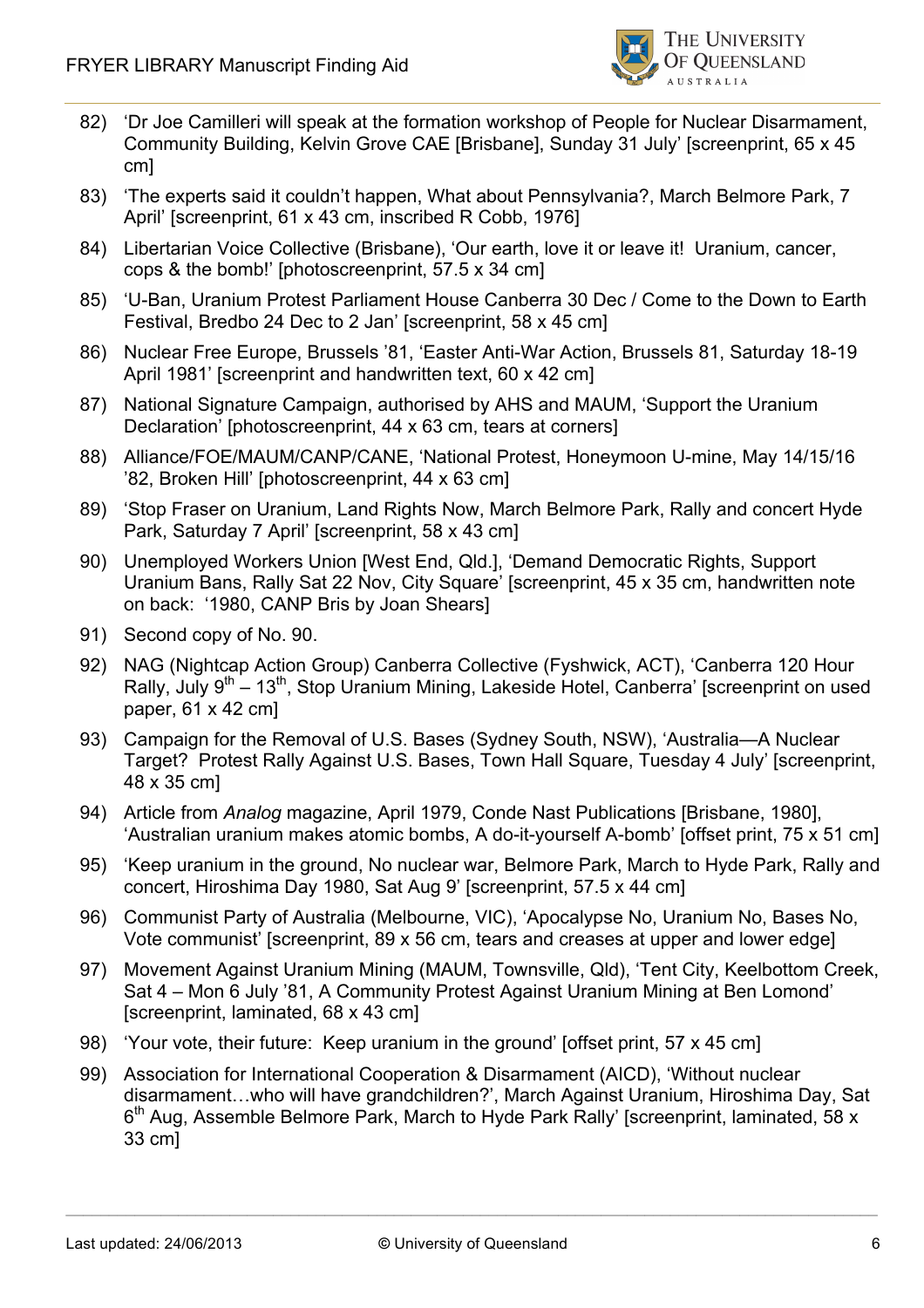82) 'Dr Joe Camilleri will speak at the formation workshop of People for Nuclear Disarmament, Community Building, Kelvin Grove CAE [Brisbane], Sunday 31 July' [screenprint, 65 x 45 cm]

83) 'The experts said it couldn't happen, What about Pennsylvania?, March Belmore Park, 7 April' [screenprint, 61 x 43 cm, inscribed R Cobb, 1976]

84) Libertarian Voice Collective (Brisbane), 'Our earth, love it or leave it! Uranium, cancer, cops & the bomb!' [photoscreenprint, 57.5 x 34 cm]

85) 'U-Ban, Uranium Protest Parliament House Canberra 30 Dec / Come to the Down to Earth Festival, Bredbo 24 Dec to 2 Jan' [screenprint, 58 x 45 cm]

86) Nuclear Free Europe, Brussels '81, 'Easter Anti-War Action, Brussels 81, Saturday 18-19 April 1981' [screenprint and handwritten text, 60 x 42 cm]

87) National Signature Campaign, authorised by AHS and MAUM, 'Support the Uranium Declaration' [photoscreenprint, 44 x 63 cm, tears at corners]

88) Alliance/FOE/MAUM/CANP/CANE, 'National Protest, Honeymoon U-mine, May 14/15/16 '82, Broken Hill' [photoscreenprint, 44 x 63 cm]

89) 'Stop Fraser on Uranium, Land Rights Now, March Belmore Park, Rally and concert Hyde Park, Saturday 7 April' [screenprint, 58 x 43 cm]

90) Unemployed Workers Union [West End, Qld.], 'Demand Democratic Rights, Support Uranium Bans, Rally Sat 22 Nov, City Square' [screenprint, 45 x 35 cm, handwritten note on back: '1980, CANP Bris by Joan Shears]

91) Second copy of No. 90.

92) NAG (Nightcap Action Group) Canberra Collective (Fyshwick, ACT), 'Canberra 120 Hour Rally, July 9th – 13th, Stop Uranium Mining, Lakeside Hotel, Canberra' [screenprint on used paper, 61 x 42 cm]

93) Campaign for the Removal of U.S. Bases (Sydney South, NSW), 'Australia—A Nuclear Target? Protest Rally Against U.S. Bases, Town Hall Square, Tuesday 4 July' [screenprint, 48 x 35 cm]

94) Article from *Analog* magazine, April 1979, Conde Nast Publications [Brisbane, 1980], 'Australian uranium makes atomic bombs, A do-it-yourself A-bomb' [offset print, 75 x 51 cm]

95) 'Keep uranium in the ground, No nuclear war, Belmore Park, March to Hyde Park, Rally and concert, Hiroshima Day 1980, Sat Aug 9' [screenprint, 57.5 x 44 cm]

96) Communist Party of Australia (Melbourne, VIC), 'Apocalypse No, Uranium No, Bases No, Vote communist' [screenprint, 89 x 56 cm, tears and creases at upper and lower edge]

97) Movement Against Uranium Mining (MAUM, Townsville, Qld), 'Tent City, Keelbottom Creek, Sat 4 – Mon 6 July '81, A Community Protest Against Uranium Mining at Ben Lomond' [screenprint, laminated, 68 x 43 cm]

98) 'Your vote, their future: Keep uranium in the ground' [offset print, 57 x 45 cm]

99) Association for International Cooperation & Disarmament (AICD), 'Without nuclear disarmament…who will have grandchildren?', March Against Uranium, Hiroshima Day, Sat 6th Aug, Assemble Belmore Park, March to Hyde Park Rally' [screenprint, laminated, 58 x 33 cm]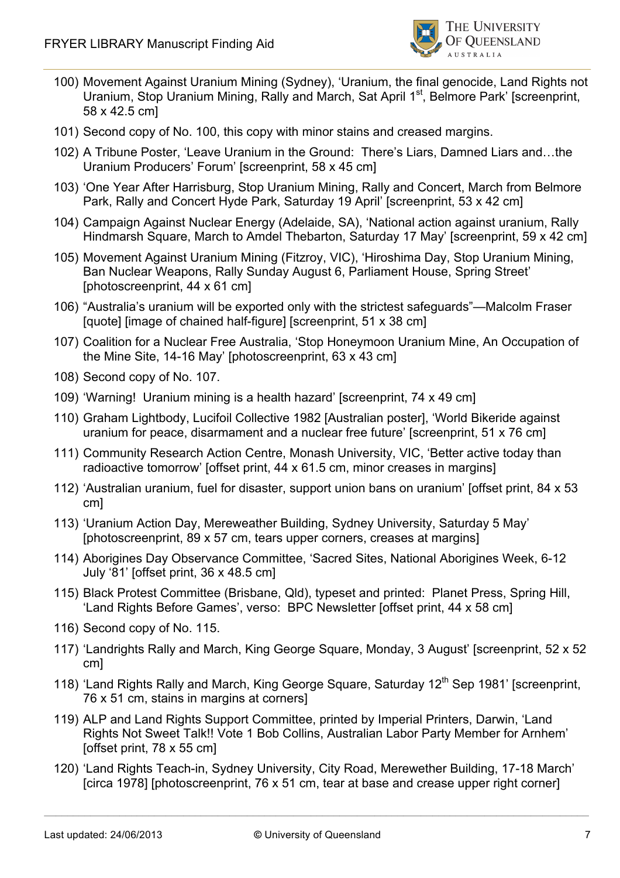100) Movement Against Uranium Mining (Sydney), 'Uranium, the final genocide, Land Rights not Uranium, Stop Uranium Mining, Rally and March, Sat April 1st, Belmore Park' [screenprint, 58 x 42.5 cm]

101) Second copy of No. 100, this copy with minor stains and creased margins.

102) A Tribune Poster, 'Leave Uranium in the Ground: There's Liars, Damned Liars and…the Uranium Producers' Forum' [screenprint, 58 x 45 cm]

103) 'One Year After Harrisburg, Stop Uranium Mining, Rally and Concert, March from Belmore Park, Rally and Concert Hyde Park, Saturday 19 April' [screenprint, 53 x 42 cm]

104) Campaign Against Nuclear Energy (Adelaide, SA), 'National action against uranium, Rally Hindmarsh Square, March to Amdel Thebarton, Saturday 17 May' [screenprint, 59 x 42 cm]

105) Movement Against Uranium Mining (Fitzroy, VIC), 'Hiroshima Day, Stop Uranium Mining, Ban Nuclear Weapons, Rally Sunday August 6, Parliament House, Spring Street' [photoscreenprint, 44 x 61 cm]

106) "Australia's uranium will be exported only with the strictest safeguards"—Malcolm Fraser [quote] [image of chained half-figure] [screenprint, 51 x 38 cm]

107) Coalition for a Nuclear Free Australia, 'Stop Honeymoon Uranium Mine, An Occupation of the Mine Site, 14-16 May' [photoscreenprint, 63 x 43 cm]

108) Second copy of No. 107.

109) 'Warning! Uranium mining is a health hazard' [screenprint, 74 x 49 cm]

110) Graham Lightbody, Lucifoil Collective 1982 [Australian poster], 'World Bikeride against uranium for peace, disarmament and a nuclear free future' [screenprint, 51 x 76 cm]

111) Community Research Action Centre, Monash University, VIC, 'Better active today than radioactive tomorrow' [offset print, 44 x 61.5 cm, minor creases in margins]

112) 'Australian uranium, fuel for disaster, support union bans on uranium' [offset print, 84 x 53 cm]

113) 'Uranium Action Day, Mereweather Building, Sydney University, Saturday 5 May' [photoscreenprint, 89 x 57 cm, tears upper corners, creases at margins]

114) Aborigines Day Observance Committee, 'Sacred Sites, National Aborigines Week, 6-12 July '81' [offset print, 36 x 48.5 cm]

115) Black Protest Committee (Brisbane, Qld), typeset and printed: Planet Press, Spring Hill, 'Land Rights Before Games', verso: BPC Newsletter [offset print, 44 x 58 cm]

116) Second copy of No. 115.

117) 'Landrights Rally and March, King George Square, Monday, 3 August' [screenprint, 52 x 52 cm]

118) 'Land Rights Rally and March, King George Square, Saturday 12th Sep 1981' [screenprint, 76 x 51 cm, stains in margins at corners]

119) ALP and Land Rights Support Committee, printed by Imperial Printers, Darwin, 'Land Rights Not Sweet Talk!! Vote 1 Bob Collins, Australian Labor Party Member for Arnhem' [offset print, 78 x 55 cm]

120) 'Land Rights Teach-in, Sydney University, City Road, Merewether Building, 17-18 March' [circa 1978] [photoscreenprint, 76 x 51 cm, tear at base and crease upper right corner]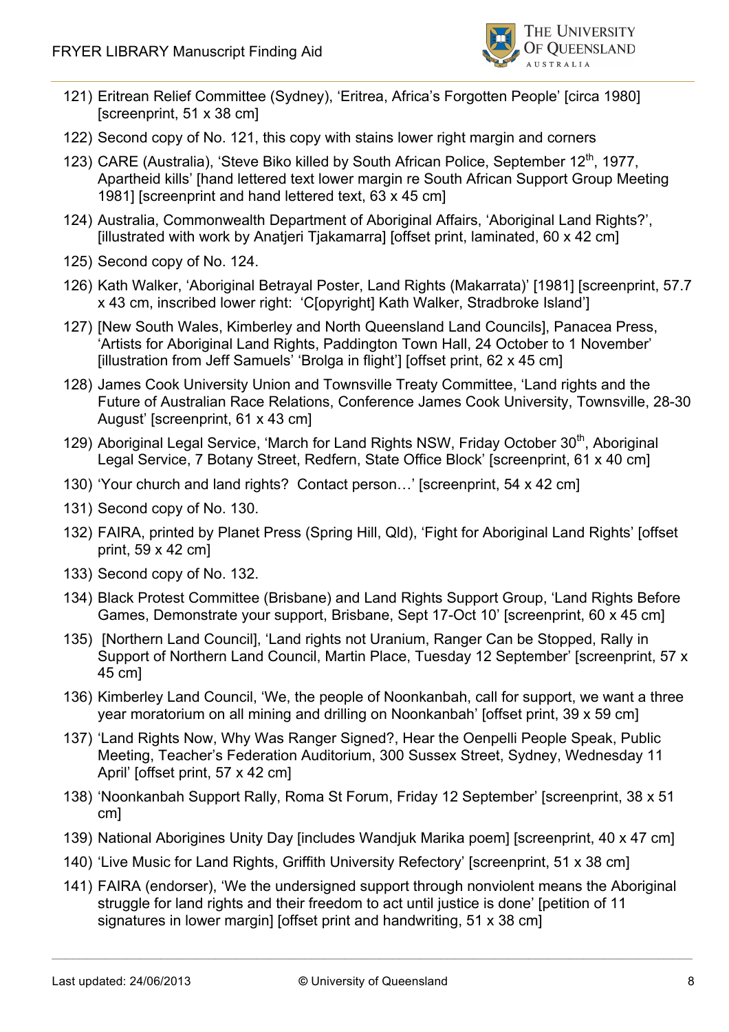121) Eritrean Relief Committee (Sydney), 'Eritrea, Africa's Forgotten People' [circa 1980] [screenprint, 51 x 38 cm]

122) Second copy of No. 121, this copy with stains lower right margin and corners

123) CARE (Australia), 'Steve Biko killed by South African Police, September 12th, 1977, Apartheid kills' [hand lettered text lower margin re South African Support Group Meeting 1981] [screenprint and hand lettered text, 63 x 45 cm]

124) Australia, Commonwealth Department of Aboriginal Affairs, 'Aboriginal Land Rights?', [illustrated with work by Anatjeri Tjakamarra] [offset print, laminated, 60 x 42 cm]

125) Second copy of No. 124.

126) Kath Walker, 'Aboriginal Betrayal Poster, Land Rights (Makarrata)' [1981] [screenprint, 57.7 x 43 cm, inscribed lower right: 'C[opyright] Kath Walker, Stradbroke Island']

127) [New South Wales, Kimberley and North Queensland Land Councils], Panacea Press, 'Artists for Aboriginal Land Rights, Paddington Town Hall, 24 October to 1 November' [illustration from Jeff Samuels' 'Brolga in flight'] [offset print, 62 x 45 cm]

128) James Cook University Union and Townsville Treaty Committee, 'Land rights and the Future of Australian Race Relations, Conference James Cook University, Townsville, 28-30 August' [screenprint, 61 x 43 cm]

129) Aboriginal Legal Service, 'March for Land Rights NSW, Friday October 30th, Aboriginal Legal Service, 7 Botany Street, Redfern, State Office Block' [screenprint, 61 x 40 cm]

130) 'Your church and land rights? Contact person…' [screenprint, 54 x 42 cm]

131) Second copy of No. 130.

132) FAIRA, printed by Planet Press (Spring Hill, Qld), 'Fight for Aboriginal Land Rights' [offset print, 59 x 42 cm]

133) Second copy of No. 132.

134) Black Protest Committee (Brisbane) and Land Rights Support Group, 'Land Rights Before Games, Demonstrate your support, Brisbane, Sept 17-Oct 10' [screenprint, 60 x 45 cm]

135) [Northern Land Council], 'Land rights not Uranium, Ranger Can be Stopped, Rally in Support of Northern Land Council, Martin Place, Tuesday 12 September' [screenprint, 57 x 45 cm]

136) Kimberley Land Council, 'We, the people of Noonkanbah, call for support, we want a three year moratorium on all mining and drilling on Noonkanbah' [offset print, 39 x 59 cm]

137) 'Land Rights Now, Why Was Ranger Signed?, Hear the Oenpelli People Speak, Public Meeting, Teacher's Federation Auditorium, 300 Sussex Street, Sydney, Wednesday 11 April' [offset print, 57 x 42 cm]

138) 'Noonkanbah Support Rally, Roma St Forum, Friday 12 September' [screenprint, 38 x 51 cm]

139) National Aborigines Unity Day [includes Wandjuk Marika poem] [screenprint, 40 x 47 cm]

140) 'Live Music for Land Rights, Griffith University Refectory' [screenprint, 51 x 38 cm]

141) FAIRA (endorser), 'We the undersigned support through nonviolent means the Aboriginal struggle for land rights and their freedom to act until justice is done' [petition of 11 signatures in lower margin] [offset print and handwriting, 51 x 38 cm]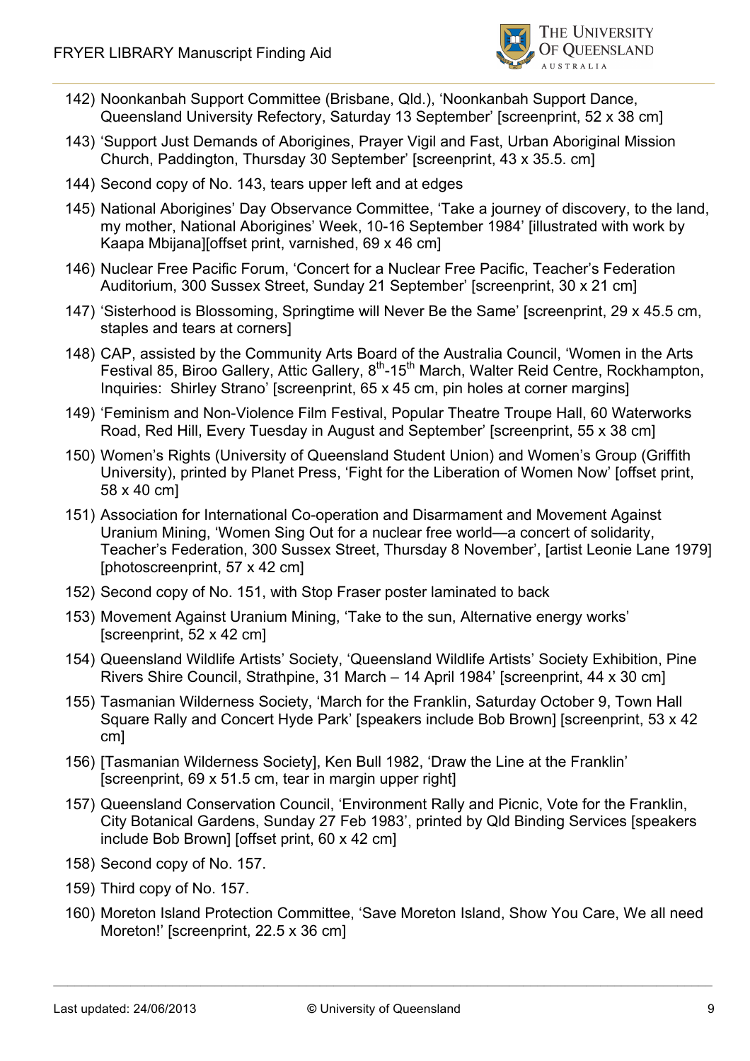142) Noonkanbah Support Committee (Brisbane, Qld.), 'Noonkanbah Support Dance, Queensland University Refectory, Saturday 13 September' [screenprint, 52 x 38 cm]

143) 'Support Just Demands of Aborigines, Prayer Vigil and Fast, Urban Aboriginal Mission Church, Paddington, Thursday 30 September' [screenprint, 43 x 35.5. cm]

144) Second copy of No. 143, tears upper left and at edges

145) National Aborigines' Day Observance Committee, 'Take a journey of discovery, to the land, my mother, National Aborigines' Week, 10-16 September 1984' [illustrated with work by Kaapa Mbijana][offset print, varnished, 69 x 46 cm]

146) Nuclear Free Pacific Forum, 'Concert for a Nuclear Free Pacific, Teacher's Federation Auditorium, 300 Sussex Street, Sunday 21 September' [screenprint, 30 x 21 cm]

147) 'Sisterhood is Blossoming, Springtime will Never Be the Same' [screenprint, 29 x 45.5 cm, staples and tears at corners]

148) CAP, assisted by the Community Arts Board of the Australia Council, 'Women in the Arts Festival 85, Biroo Gallery, Attic Gallery, 8th-15th March, Walter Reid Centre, Rockhampton, Inquiries: Shirley Strano' [screenprint, 65 x 45 cm, pin holes at corner margins]

149) 'Feminism and Non-Violence Film Festival, Popular Theatre Troupe Hall, 60 Waterworks Road, Red Hill, Every Tuesday in August and September' [screenprint, 55 x 38 cm]

150) Women's Rights (University of Queensland Student Union) and Women's Group (Griffith University), printed by Planet Press, 'Fight for the Liberation of Women Now' [offset print, 58 x 40 cm]

151) Association for International Co-operation and Disarmament and Movement Against Uranium Mining, 'Women Sing Out for a nuclear free world—a concert of solidarity, Teacher's Federation, 300 Sussex Street, Thursday 8 November', [artist Leonie Lane 1979] [photoscreenprint, 57 x 42 cm]

152) Second copy of No. 151, with Stop Fraser poster laminated to back

153) Movement Against Uranium Mining, 'Take to the sun, Alternative energy works' [screenprint, 52 x 42 cm]

154) Queensland Wildlife Artists' Society, 'Queensland Wildlife Artists' Society Exhibition, Pine Rivers Shire Council, Strathpine, 31 March – 14 April 1984' [screenprint, 44 x 30 cm]

155) Tasmanian Wilderness Society, 'March for the Franklin, Saturday October 9, Town Hall Square Rally and Concert Hyde Park' [speakers include Bob Brown] [screenprint, 53 x 42 cm]

156) [Tasmanian Wilderness Society], Ken Bull 1982, 'Draw the Line at the Franklin' [screenprint, 69 x 51.5 cm, tear in margin upper right]

157) Queensland Conservation Council, 'Environment Rally and Picnic, Vote for the Franklin, City Botanical Gardens, Sunday 27 Feb 1983', printed by Qld Binding Services [speakers include Bob Brown] [offset print, 60 x 42 cm]

158) Second copy of No. 157.

159) Third copy of No. 157.

160) Moreton Island Protection Committee, 'Save Moreton Island, Show You Care, We all need Moreton!' [screenprint, 22.5 x 36 cm]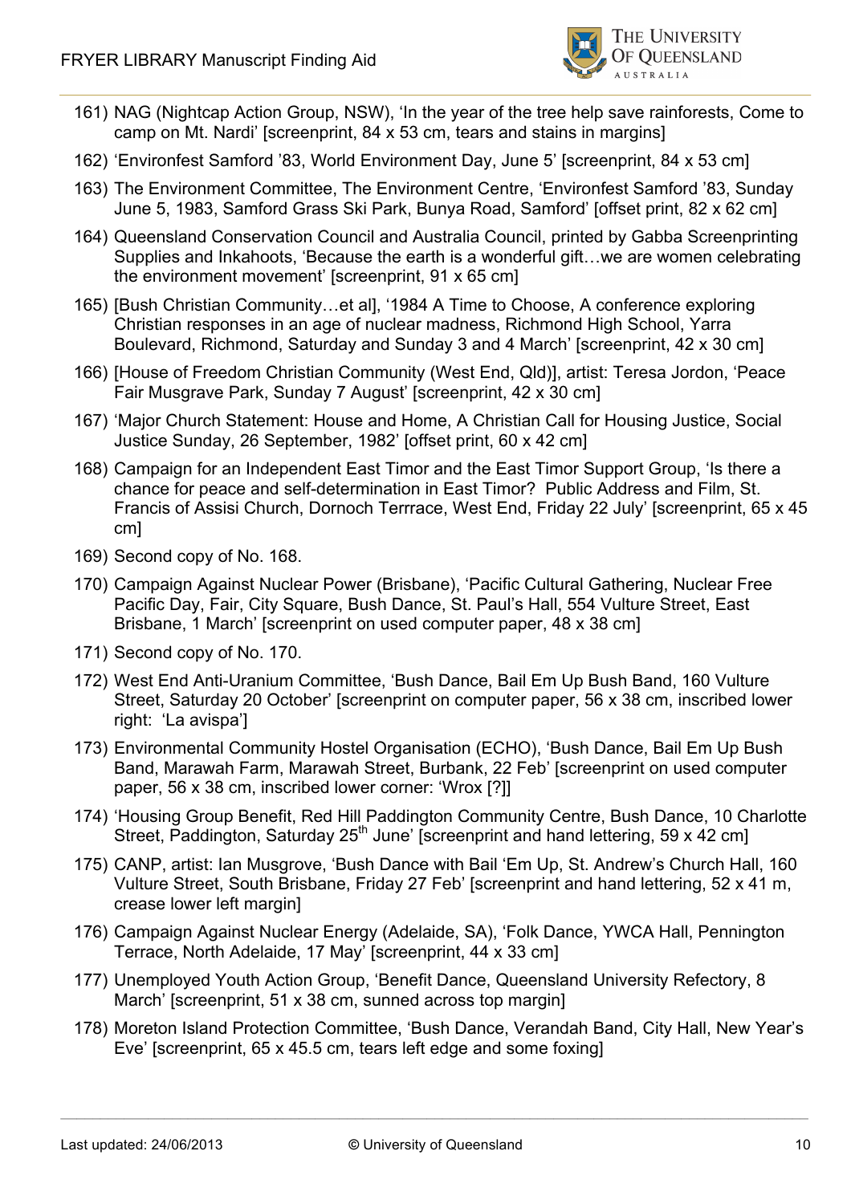161) NAG (Nightcap Action Group, NSW), 'In the year of the tree help save rainforests, Come to camp on Mt. Nardi' [screenprint, 84 x 53 cm, tears and stains in margins]

162) 'Environfest Samford '83, World Environment Day, June 5' [screenprint, 84 x 53 cm]

163) The Environment Committee, The Environment Centre, 'Environfest Samford '83, Sunday June 5, 1983, Samford Grass Ski Park, Bunya Road, Samford' [offset print, 82 x 62 cm]

164) Queensland Conservation Council and Australia Council, printed by Gabba Screenprinting Supplies and Inkahoots, 'Because the earth is a wonderful gift…we are women celebrating the environment movement' [screenprint, 91 x 65 cm]

165) [Bush Christian Community…et al], '1984 A Time to Choose, A conference exploring Christian responses in an age of nuclear madness, Richmond High School, Yarra Boulevard, Richmond, Saturday and Sunday 3 and 4 March' [screenprint, 42 x 30 cm]

166) [House of Freedom Christian Community (West End, Qld)], artist: Teresa Jordon, 'Peace Fair Musgrave Park, Sunday 7 August' [screenprint, 42 x 30 cm]

167) 'Major Church Statement: House and Home, A Christian Call for Housing Justice, Social Justice Sunday, 26 September, 1982' [offset print, 60 x 42 cm]

168) Campaign for an Independent East Timor and the East Timor Support Group, 'Is there a chance for peace and self-determination in East Timor? Public Address and Film, St. Francis of Assisi Church, Dornoch Terrrace, West End, Friday 22 July' [screenprint, 65 x 45 cm]

169) Second copy of No. 168.

170) Campaign Against Nuclear Power (Brisbane), 'Pacific Cultural Gathering, Nuclear Free Pacific Day, Fair, City Square, Bush Dance, St. Paul's Hall, 554 Vulture Street, East Brisbane, 1 March' [screenprint on used computer paper, 48 x 38 cm]

171) Second copy of No. 170.

172) West End Anti-Uranium Committee, 'Bush Dance, Bail Em Up Bush Band, 160 Vulture Street, Saturday 20 October' [screenprint on computer paper, 56 x 38 cm, inscribed lower right: 'La avispa']

173) Environmental Community Hostel Organisation (ECHO), 'Bush Dance, Bail Em Up Bush Band, Marawah Farm, Marawah Street, Burbank, 22 Feb' [screenprint on used computer paper, 56 x 38 cm, inscribed lower corner: 'Wrox [?]]

174) 'Housing Group Benefit, Red Hill Paddington Community Centre, Bush Dance, 10 Charlotte Street, Paddington, Saturday 25th June' [screenprint and hand lettering, 59 x 42 cm]

175) CANP, artist: Ian Musgrove, 'Bush Dance with Bail 'Em Up, St. Andrew's Church Hall, 160 Vulture Street, South Brisbane, Friday 27 Feb' [screenprint and hand lettering, 52 x 41 m, crease lower left margin]

176) Campaign Against Nuclear Energy (Adelaide, SA), 'Folk Dance, YWCA Hall, Pennington Terrace, North Adelaide, 17 May' [screenprint, 44 x 33 cm]

177) Unemployed Youth Action Group, 'Benefit Dance, Queensland University Refectory, 8 March' [screenprint, 51 x 38 cm, sunned across top margin]

178) Moreton Island Protection Committee, 'Bush Dance, Verandah Band, City Hall, New Year's Eve' [screenprint, 65 x 45.5 cm, tears left edge and some foxing]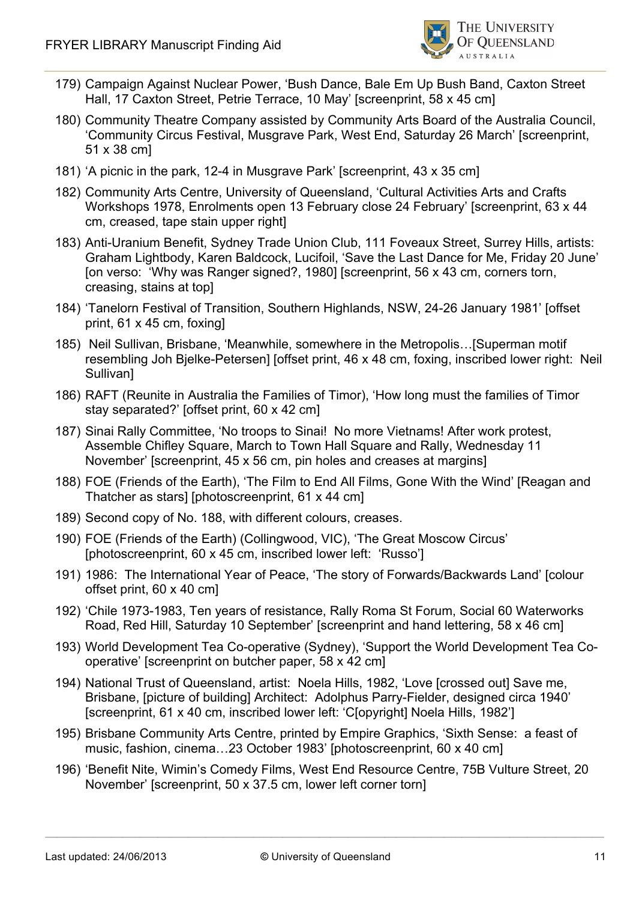179) Campaign Against Nuclear Power, 'Bush Dance, Bale Em Up Bush Band, Caxton Street Hall, 17 Caxton Street, Petrie Terrace, 10 May' [screenprint, 58 x 45 cm]

180) Community Theatre Company assisted by Community Arts Board of the Australia Council, 'Community Circus Festival, Musgrave Park, West End, Saturday 26 March' [screenprint, 51 x 38 cm]

181) 'A picnic in the park, 12-4 in Musgrave Park' [screenprint, 43 x 35 cm]

182) Community Arts Centre, University of Queensland, 'Cultural Activities Arts and Crafts Workshops 1978, Enrolments open 13 February close 24 February' [screenprint, 63 x 44 cm, creased, tape stain upper right]

183) Anti-Uranium Benefit, Sydney Trade Union Club, 111 Foveaux Street, Surrey Hills, artists: Graham Lightbody, Karen Baldcock, Lucifoil, 'Save the Last Dance for Me, Friday 20 June' [on verso: 'Why was Ranger signed?, 1980] [screenprint, 56 x 43 cm, corners torn, creasing, stains at top]

184) 'Tanelorn Festival of Transition, Southern Highlands, NSW, 24-26 January 1981' [offset print, 61 x 45 cm, foxing]

185) Neil Sullivan, Brisbane, 'Meanwhile, somewhere in the Metropolis…[Superman motif resembling Joh Bjelke-Petersen] [offset print, 46 x 48 cm, foxing, inscribed lower right: Neil Sullivan]

186) RAFT (Reunite in Australia the Families of Timor), 'How long must the families of Timor stay separated?' [offset print, 60 x 42 cm]

187) Sinai Rally Committee, 'No troops to Sinai! No more Vietnams! After work protest, Assemble Chifley Square, March to Town Hall Square and Rally, Wednesday 11 November' [screenprint, 45 x 56 cm, pin holes and creases at margins]

188) FOE (Friends of the Earth), 'The Film to End All Films, Gone With the Wind' [Reagan and Thatcher as stars] [photoscreenprint, 61 x 44 cm]

189) Second copy of No. 188, with different colours, creases.

190) FOE (Friends of the Earth) (Collingwood, VIC), 'The Great Moscow Circus' [photoscreenprint, 60 x 45 cm, inscribed lower left: 'Russo']

191) 1986: The International Year of Peace, 'The story of Forwards/Backwards Land' [colour offset print, 60 x 40 cm]

192) 'Chile 1973-1983, Ten years of resistance, Rally Roma St Forum, Social 60 Waterworks Road, Red Hill, Saturday 10 September' [screenprint and hand lettering, 58 x 46 cm]

193) World Development Tea Co-operative (Sydney), 'Support the World Development Tea Co-operative' [screenprint on butcher paper, 58 x 42 cm]

194) National Trust of Queensland, artist: Noela Hills, 1982, 'Love [crossed out] Save me, Brisbane, [picture of building] Architect: Adolphus Parry-Fielder, designed circa 1940' [screenprint, 61 x 40 cm, inscribed lower left: 'C[opyright] Noela Hills, 1982']

195) Brisbane Community Arts Centre, printed by Empire Graphics, 'Sixth Sense: a feast of music, fashion, cinema…23 October 1983' [photoscreenprint, 60 x 40 cm]

196) 'Benefit Nite, Wimin's Comedy Films, West End Resource Centre, 75B Vulture Street, 20 November' [screenprint, 50 x 37.5 cm, lower left corner torn]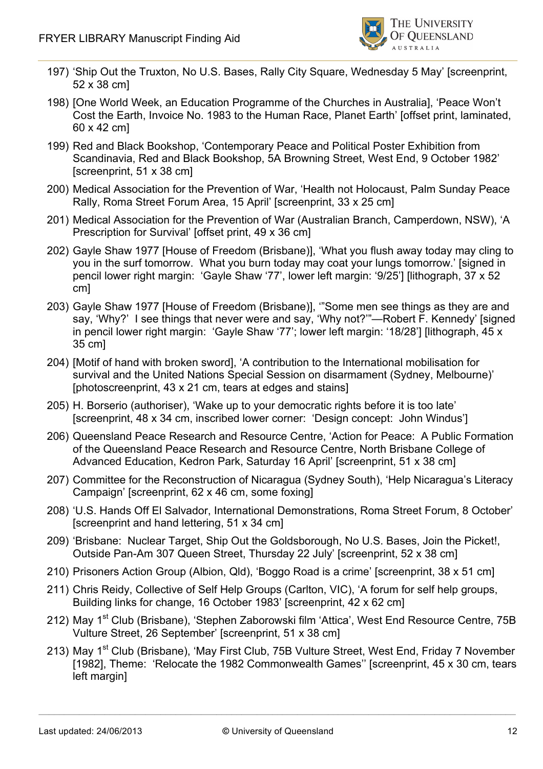197) 'Ship Out the Truxton, No U.S. Bases, Rally City Square, Wednesday 5 May' [screenprint, 52 x 38 cm]

198) [One World Week, an Education Programme of the Churches in Australia], 'Peace Won't Cost the Earth, Invoice No. 1983 to the Human Race, Planet Earth' [offset print, laminated, 60 x 42 cm]

199) Red and Black Bookshop, 'Contemporary Peace and Political Poster Exhibition from Scandinavia, Red and Black Bookshop, 5A Browning Street, West End, 9 October 1982' [screenprint, 51 x 38 cm]

200) Medical Association for the Prevention of War, 'Health not Holocaust, Palm Sunday Peace Rally, Roma Street Forum Area, 15 April' [screenprint, 33 x 25 cm]

201) Medical Association for the Prevention of War (Australian Branch, Camperdown, NSW), 'A Prescription for Survival' [offset print, 49 x 36 cm]

202) Gayle Shaw 1977 [House of Freedom (Brisbane)], 'What you flush away today may cling to you in the surf tomorrow. What you burn today may coat your lungs tomorrow.' [signed in pencil lower right margin: 'Gayle Shaw '77', lower left margin: '9/25'] [lithograph, 37 x 52 cm]

203) Gayle Shaw 1977 [House of Freedom (Brisbane)], '"Some men see things as they are and say, 'Why?' I see things that never were and say, 'Why not?'"—Robert F. Kennedy' [signed in pencil lower right margin: 'Gayle Shaw '77'; lower left margin: '18/28'] [lithograph, 45 x 35 cm]

204) [Motif of hand with broken sword], 'A contribution to the International mobilisation for survival and the United Nations Special Session on disarmament (Sydney, Melbourne)' [photoscreenprint, 43 x 21 cm, tears at edges and stains]

205) H. Borserio (authoriser), 'Wake up to your democratic rights before it is too late' [screenprint, 48 x 34 cm, inscribed lower corner: 'Design concept: John Windus']

206) Queensland Peace Research and Resource Centre, 'Action for Peace: A Public Formation of the Queensland Peace Research and Resource Centre, North Brisbane College of Advanced Education, Kedron Park, Saturday 16 April' [screenprint, 51 x 38 cm]

207) Committee for the Reconstruction of Nicaragua (Sydney South), 'Help Nicaragua's Literacy Campaign' [screenprint, 62 x 46 cm, some foxing]

208) 'U.S. Hands Off El Salvador, International Demonstrations, Roma Street Forum, 8 October' [screenprint and hand lettering, 51 x 34 cm]

209) 'Brisbane: Nuclear Target, Ship Out the Goldsborough, No U.S. Bases, Join the Picket!, Outside Pan-Am 307 Queen Street, Thursday 22 July' [screenprint, 52 x 38 cm]

210) Prisoners Action Group (Albion, Qld), 'Boggo Road is a crime' [screenprint, 38 x 51 cm]

211) Chris Reidy, Collective of Self Help Groups (Carlton, VIC), 'A forum for self help groups, Building links for change, 16 October 1983' [screenprint, 42 x 62 cm]

212) May 1st Club (Brisbane), 'Stephen Zaborowski film 'Attica', West End Resource Centre, 75B Vulture Street, 26 September' [screenprint, 51 x 38 cm]

213) May 1st Club (Brisbane), 'May First Club, 75B Vulture Street, West End, Friday 7 November [1982], Theme: 'Relocate the 1982 Commonwealth Games'' [screenprint, 45 x 30 cm, tears left margin]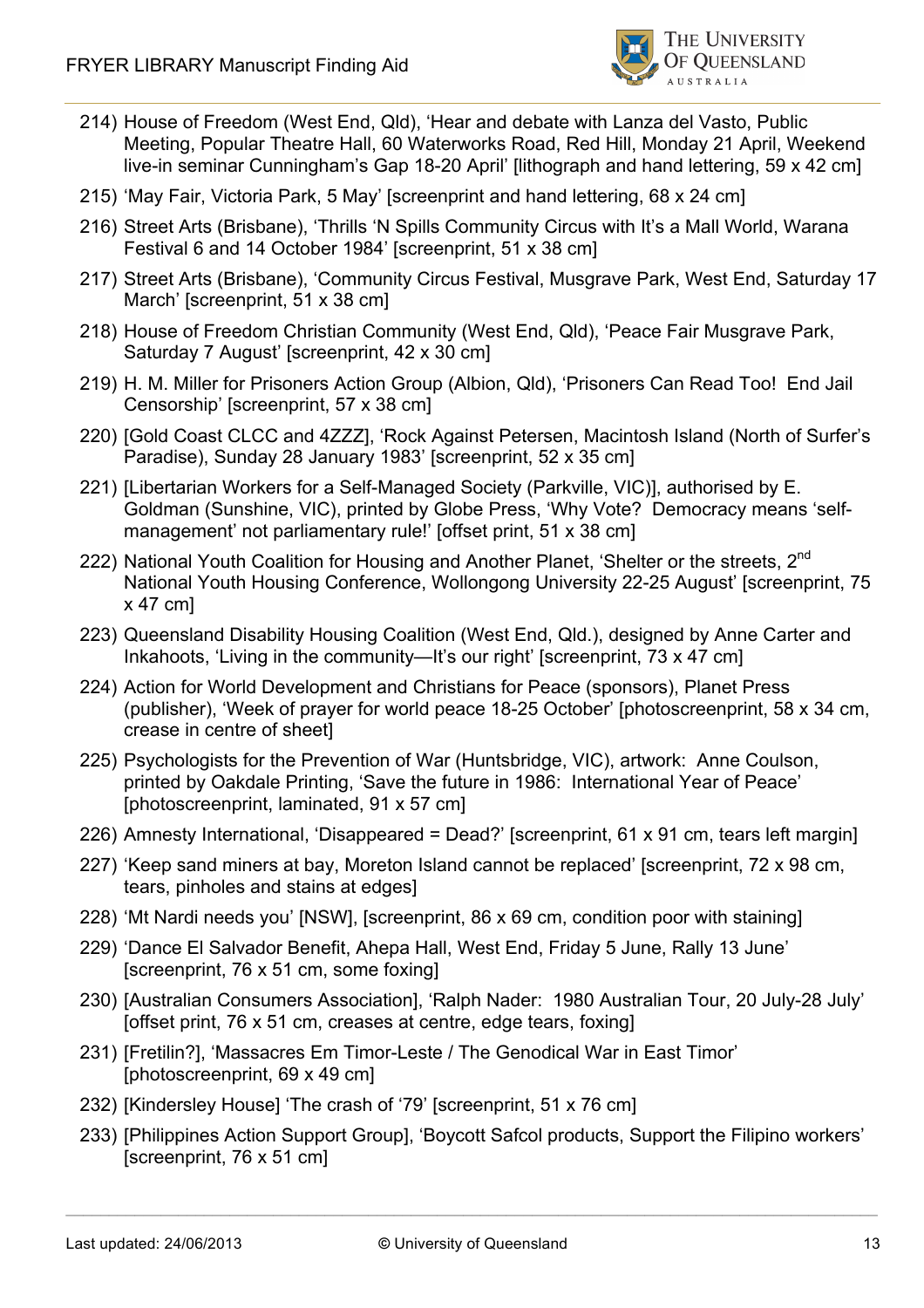214) House of Freedom (West End, Qld), 'Hear and debate with Lanza del Vasto, Public Meeting, Popular Theatre Hall, 60 Waterworks Road, Red Hill, Monday 21 April, Weekend live-in seminar Cunningham's Gap 18-20 April' [lithograph and hand lettering, 59 x 42 cm]

215) 'May Fair, Victoria Park, 5 May' [screenprint and hand lettering, 68 x 24 cm]

216) Street Arts (Brisbane), 'Thrills 'N Spills Community Circus with It's a Mall World, Warana Festival 6 and 14 October 1984' [screenprint, 51 x 38 cm]

217) Street Arts (Brisbane), 'Community Circus Festival, Musgrave Park, West End, Saturday 17 March' [screenprint, 51 x 38 cm]

218) House of Freedom Christian Community (West End, Qld), 'Peace Fair Musgrave Park, Saturday 7 August' [screenprint, 42 x 30 cm]

219) H. M. Miller for Prisoners Action Group (Albion, Qld), 'Prisoners Can Read Too! End Jail Censorship' [screenprint, 57 x 38 cm]

220) [Gold Coast CLCC and 4ZZZ], 'Rock Against Petersen, Macintosh Island (North of Surfer's Paradise), Sunday 28 January 1983' [screenprint, 52 x 35 cm]

221) [Libertarian Workers for a Self-Managed Society (Parkville, VIC)], authorised by E. Goldman (Sunshine, VIC), printed by Globe Press, 'Why Vote? Democracy means 'self-management' not parliamentary rule!' [offset print, 51 x 38 cm]

222) National Youth Coalition for Housing and Another Planet, 'Shelter or the streets, 2nd National Youth Housing Conference, Wollongong University 22-25 August' [screenprint, 75 x 47 cm]

223) Queensland Disability Housing Coalition (West End, Qld.), designed by Anne Carter and Inkahoots, 'Living in the community—It's our right' [screenprint, 73 x 47 cm]

224) Action for World Development and Christians for Peace (sponsors), Planet Press (publisher), 'Week of prayer for world peace 18-25 October' [photoscreenprint, 58 x 34 cm, crease in centre of sheet]

225) Psychologists for the Prevention of War (Huntsbridge, VIC), artwork: Anne Coulson, printed by Oakdale Printing, 'Save the future in 1986: International Year of Peace' [photoscreenprint, laminated, 91 x 57 cm]

226) Amnesty International, 'Disappeared = Dead?' [screenprint, 61 x 91 cm, tears left margin]

227) 'Keep sand miners at bay, Moreton Island cannot be replaced' [screenprint, 72 x 98 cm, tears, pinholes and stains at edges]

228) 'Mt Nardi needs you' [NSW], [screenprint, 86 x 69 cm, condition poor with staining]

229) 'Dance El Salvador Benefit, Ahepa Hall, West End, Friday 5 June, Rally 13 June' [screenprint, 76 x 51 cm, some foxing]

230) [Australian Consumers Association], 'Ralph Nader: 1980 Australian Tour, 20 July-28 July' [offset print, 76 x 51 cm, creases at centre, edge tears, foxing]

231) [Fretilin?], 'Massacres Em Timor-Leste / The Genodical War in East Timor' [photoscreenprint, 69 x 49 cm]

232) [Kindersley House] 'The crash of '79' [screenprint, 51 x 76 cm]

233) [Philippines Action Support Group], 'Boycott Safcol products, Support the Filipino workers' [screenprint, 76 x 51 cm]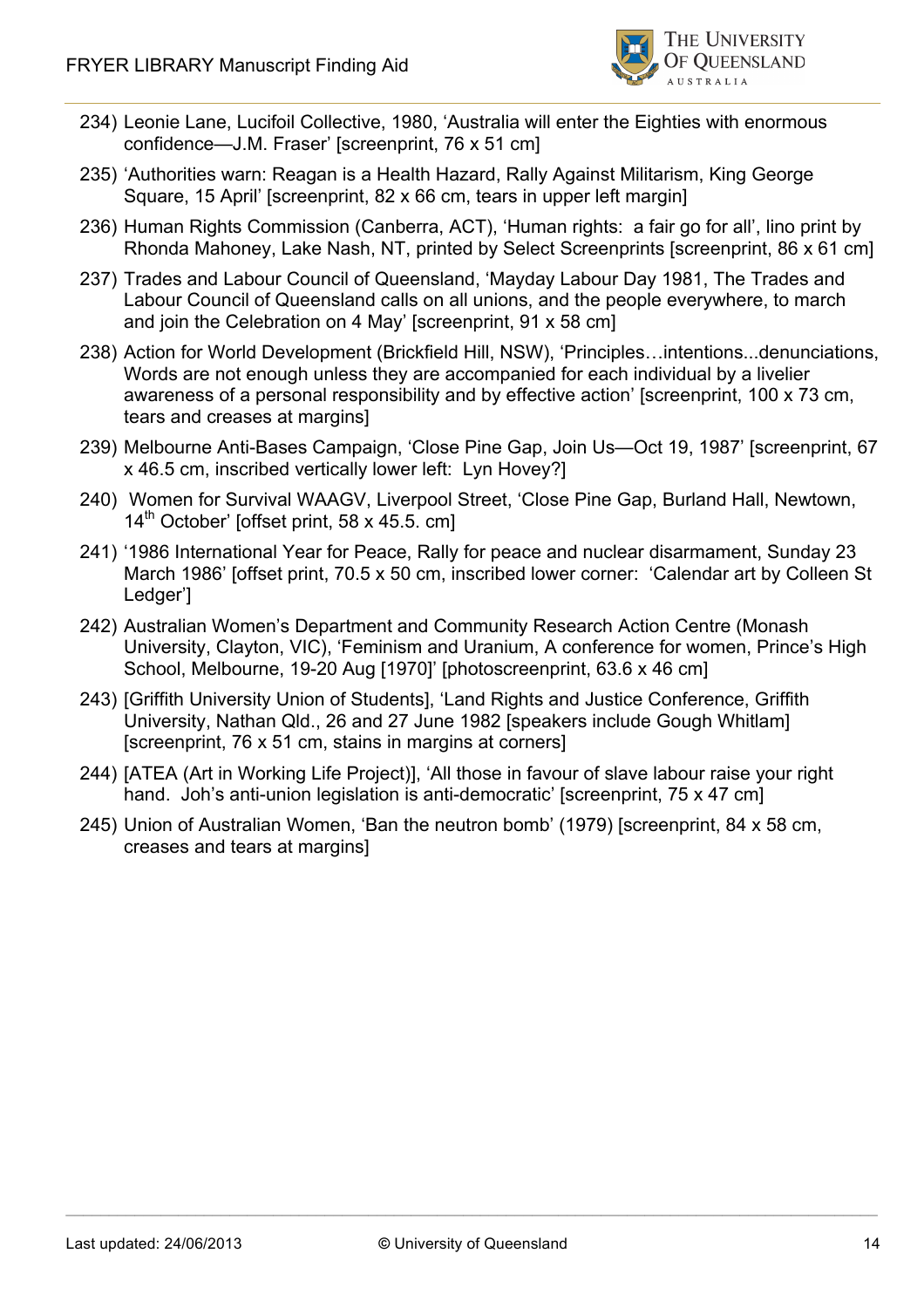234) Leonie Lane, Lucifoil Collective, 1980, 'Australia will enter the Eighties with enormous confidence—J.M. Fraser' [screenprint, 76 x 51 cm]

235) 'Authorities warn: Reagan is a Health Hazard, Rally Against Militarism, King George Square, 15 April' [screenprint, 82 x 66 cm, tears in upper left margin]

236) Human Rights Commission (Canberra, ACT), 'Human rights: a fair go for all', lino print by Rhonda Mahoney, Lake Nash, NT, printed by Select Screenprints [screenprint, 86 x 61 cm]

237) Trades and Labour Council of Queensland, 'Mayday Labour Day 1981, The Trades and Labour Council of Queensland calls on all unions, and the people everywhere, to march and join the Celebration on 4 May' [screenprint, 91 x 58 cm]

238) Action for World Development (Brickfield Hill, NSW), 'Principles…intentions...denunciations, Words are not enough unless they are accompanied for each individual by a livelier awareness of a personal responsibility and by effective action' [screenprint, 100 x 73 cm, tears and creases at margins]

239) Melbourne Anti-Bases Campaign, 'Close Pine Gap, Join Us—Oct 19, 1987' [screenprint, 67 x 46.5 cm, inscribed vertically lower left: Lyn Hovey?]

240) Women for Survival WAAGV, Liverpool Street, 'Close Pine Gap, Burland Hall, Newtown, 14th October' [offset print, 58 x 45.5. cm]

241) '1986 International Year for Peace, Rally for peace and nuclear disarmament, Sunday 23 March 1986' [offset print, 70.5 x 50 cm, inscribed lower corner: 'Calendar art by Colleen St Ledger']

242) Australian Women's Department and Community Research Action Centre (Monash University, Clayton, VIC), 'Feminism and Uranium, A conference for women, Prince's High School, Melbourne, 19-20 Aug [1970]' [photoscreenprint, 63.6 x 46 cm]

243) [Griffith University Union of Students], 'Land Rights and Justice Conference, Griffith University, Nathan Qld., 26 and 27 June 1982 [speakers include Gough Whitlam] [screenprint, 76 x 51 cm, stains in margins at corners]

244) [ATEA (Art in Working Life Project)], 'All those in favour of slave labour raise your right hand. Joh's anti-union legislation is anti-democratic' [screenprint, 75 x 47 cm]

245) Union of Australian Women, 'Ban the neutron bomb' (1979) [screenprint, 84 x 58 cm, creases and tears at margins]